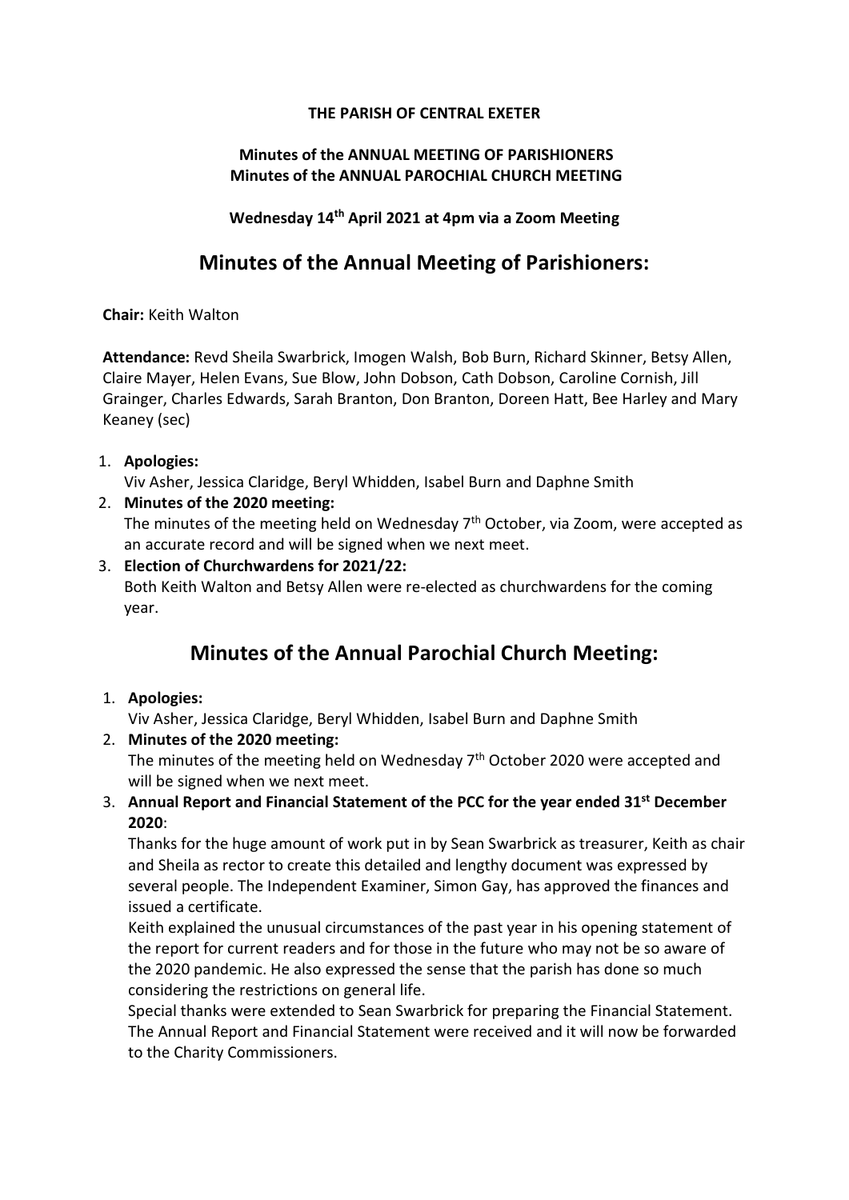**THE PARISH OF CENTRAL EXETER**

**Minutes of the ANNUAL MEETING OF PARISHIONERS**
**Minutes of the ANNUAL PAROCHIAL CHURCH MEETING**

**Wednesday 14th April 2021 at 4pm via a Zoom Meeting**

# Minutes of the Annual Meeting of Parishioners:

**Chair:** Keith Walton

**Attendance:** Revd Sheila Swarbrick, Imogen Walsh, Bob Burn, Richard Skinner, Betsy Allen, Claire Mayer, Helen Evans, Sue Blow, John Dobson, Cath Dobson, Caroline Cornish, Jill Grainger, Charles Edwards, Sarah Branton, Don Branton, Doreen Hatt, Bee Harley and Mary Keaney (sec)

1. **Apologies:**
   Viv Asher, Jessica Claridge, Beryl Whidden, Isabel Burn and Daphne Smith
2. **Minutes of the 2020 meeting:**
   The minutes of the meeting held on Wednesday 7th October, via Zoom, were accepted as an accurate record and will be signed when we next meet.
3. **Election of Churchwardens for 2021/22:**
   Both Keith Walton and Betsy Allen were re-elected as churchwardens for the coming year.

# Minutes of the Annual Parochial Church Meeting:

1. **Apologies:**
   Viv Asher, Jessica Claridge, Beryl Whidden, Isabel Burn and Daphne Smith
2. **Minutes of the 2020 meeting:**
   The minutes of the meeting held on Wednesday 7th October 2020 were accepted and will be signed when we next meet.
3. **Annual Report and Financial Statement of the PCC for the year ended 31st December 2020**:
   Thanks for the huge amount of work put in by Sean Swarbrick as treasurer, Keith as chair and Sheila as rector to create this detailed and lengthy document was expressed by several people. The Independent Examiner, Simon Gay, has approved the finances and issued a certificate.
   Keith explained the unusual circumstances of the past year in his opening statement of the report for current readers and for those in the future who may not be so aware of the 2020 pandemic. He also expressed the sense that the parish has done so much considering the restrictions on general life.
   Special thanks were extended to Sean Swarbrick for preparing the Financial Statement. The Annual Report and Financial Statement were received and it will now be forwarded to the Charity Commissioners.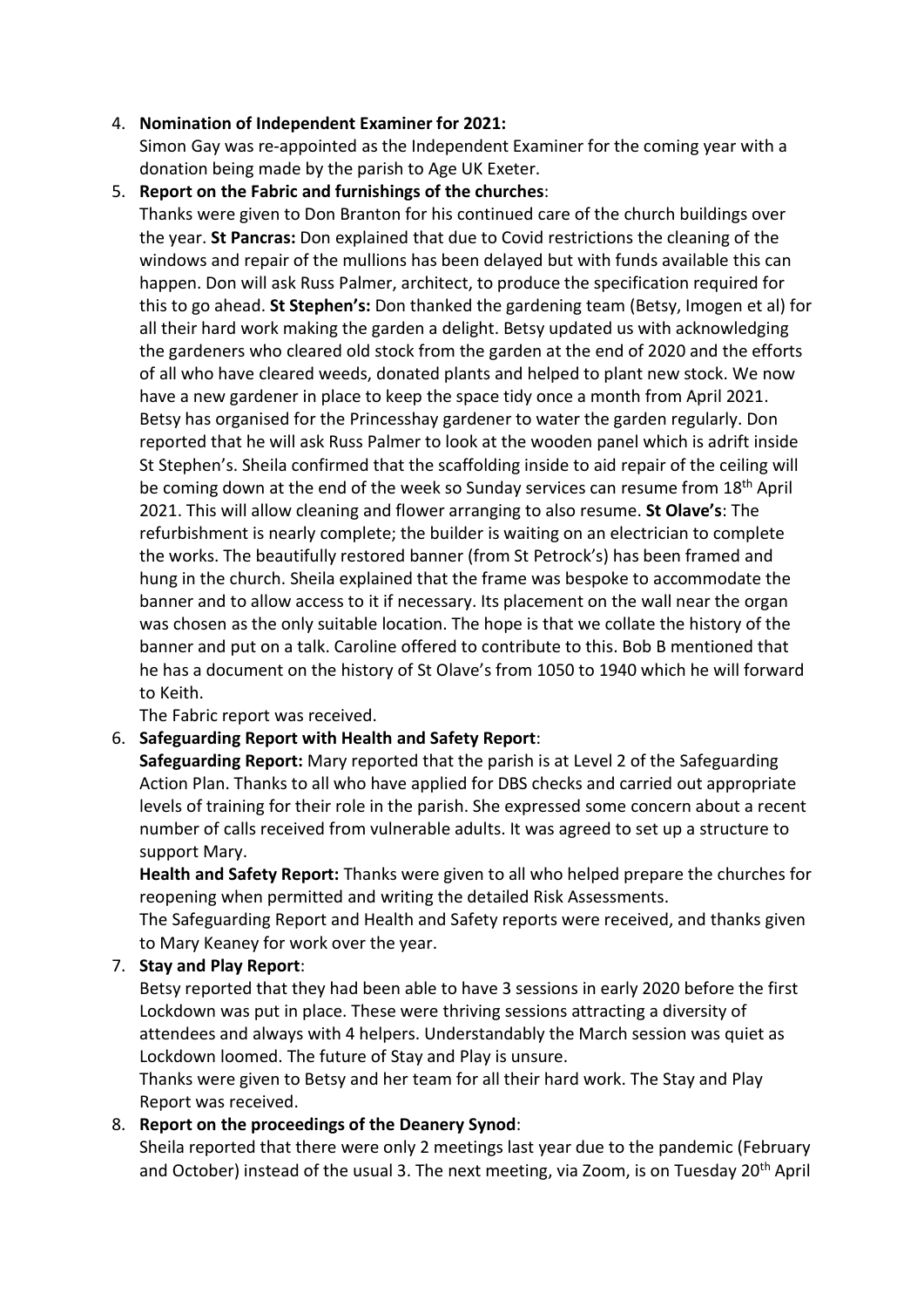4. **Nomination of Independent Examiner for 2021:**
   Simon Gay was re-appointed as the Independent Examiner for the coming year with a donation being made by the parish to Age UK Exeter.
5. **Report on the Fabric and furnishings of the churches**:
   Thanks were given to Don Branton for his continued care of the church buildings over the year. **St Pancras:** Don explained that due to Covid restrictions the cleaning of the windows and repair of the mullions has been delayed but with funds available this can happen. Don will ask Russ Palmer, architect, to produce the specification required for this to go ahead. **St Stephen's:** Don thanked the gardening team (Betsy, Imogen et al) for all their hard work making the garden a delight. Betsy updated us with acknowledging the gardeners who cleared old stock from the garden at the end of 2020 and the efforts of all who have cleared weeds, donated plants and helped to plant new stock. We now have a new gardener in place to keep the space tidy once a month from April 2021. Betsy has organised for the Princesshay gardener to water the garden regularly. Don reported that he will ask Russ Palmer to look at the wooden panel which is adrift inside St Stephen's. Sheila confirmed that the scaffolding inside to aid repair of the ceiling will be coming down at the end of the week so Sunday services can resume from 18th April 2021. This will allow cleaning and flower arranging to also resume. **St Olave's**: The refurbishment is nearly complete; the builder is waiting on an electrician to complete the works. The beautifully restored banner (from St Petrock's) has been framed and hung in the church. Sheila explained that the frame was bespoke to accommodate the banner and to allow access to it if necessary. Its placement on the wall near the organ was chosen as the only suitable location. The hope is that we collate the history of the banner and put on a talk. Caroline offered to contribute to this. Bob B mentioned that he has a document on the history of St Olave's from 1050 to 1940 which he will forward to Keith.
   The Fabric report was received.
6. **Safeguarding Report with Health and Safety Report**:
   **Safeguarding Report:** Mary reported that the parish is at Level 2 of the Safeguarding Action Plan. Thanks to all who have applied for DBS checks and carried out appropriate levels of training for their role in the parish. She expressed some concern about a recent number of calls received from vulnerable adults. It was agreed to set up a structure to support Mary.
   **Health and Safety Report:** Thanks were given to all who helped prepare the churches for reopening when permitted and writing the detailed Risk Assessments.
   The Safeguarding Report and Health and Safety reports were received, and thanks given to Mary Keaney for work over the year.
7. **Stay and Play Report**:
   Betsy reported that they had been able to have 3 sessions in early 2020 before the first Lockdown was put in place. These were thriving sessions attracting a diversity of attendees and always with 4 helpers. Understandably the March session was quiet as Lockdown loomed. The future of Stay and Play is unsure.
   Thanks were given to Betsy and her team for all their hard work. The Stay and Play Report was received.
8. **Report on the proceedings of the Deanery Synod**:
   Sheila reported that there were only 2 meetings last year due to the pandemic (February and October) instead of the usual 3. The next meeting, via Zoom, is on Tuesday 20th April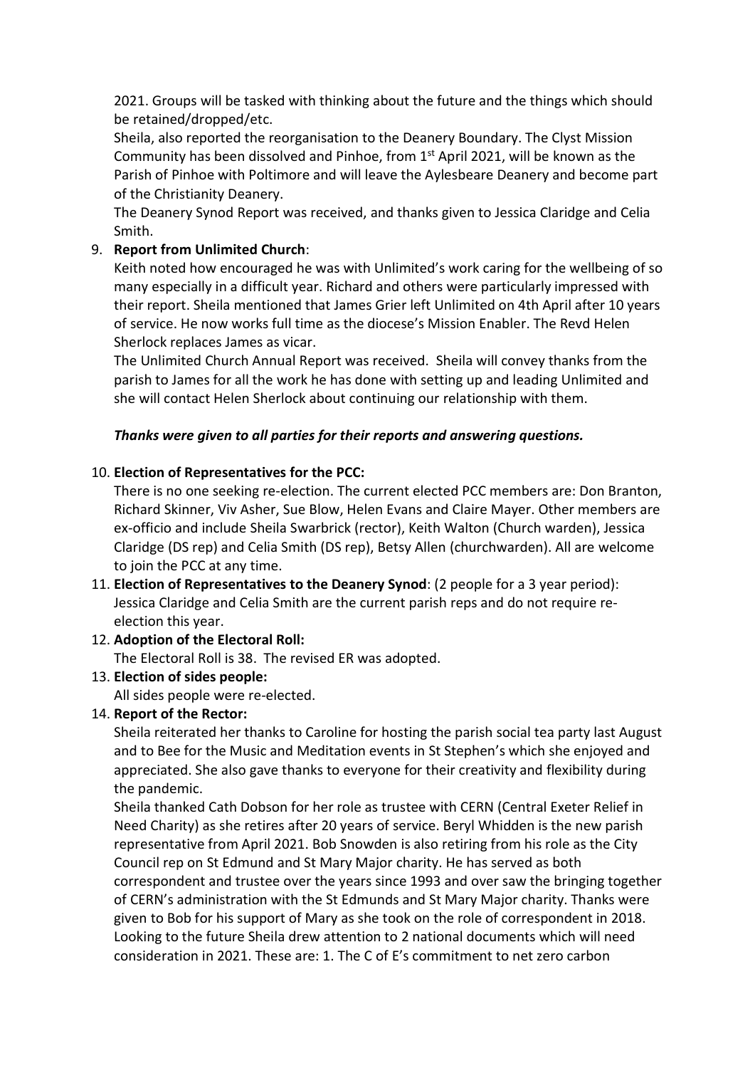2021. Groups will be tasked with thinking about the future and the things which should be retained/dropped/etc.

Sheila, also reported the reorganisation to the Deanery Boundary. The Clyst Mission Community has been dissolved and Pinhoe, from 1st April 2021, will be known as the Parish of Pinhoe with Poltimore and will leave the Aylesbeare Deanery and become part of the Christianity Deanery.

The Deanery Synod Report was received, and thanks given to Jessica Claridge and Celia Smith.

9. **Report from Unlimited Church**:

   Keith noted how encouraged he was with Unlimited's work caring for the wellbeing of so many especially in a difficult year. Richard and others were particularly impressed with their report. Sheila mentioned that James Grier left Unlimited on 4th April after 10 years of service. He now works full time as the diocese's Mission Enabler. The Revd Helen Sherlock replaces James as vicar.

   The Unlimited Church Annual Report was received. Sheila will convey thanks from the parish to James for all the work he has done with setting up and leading Unlimited and she will contact Helen Sherlock about continuing our relationship with them.

***Thanks were given to all parties for their reports and answering questions.***

10. **Election of Representatives for the PCC:**

    There is no one seeking re-election. The current elected PCC members are: Don Branton, Richard Skinner, Viv Asher, Sue Blow, Helen Evans and Claire Mayer. Other members are ex-officio and include Sheila Swarbrick (rector), Keith Walton (Church warden), Jessica Claridge (DS rep) and Celia Smith (DS rep), Betsy Allen (churchwarden). All are welcome to join the PCC at any time.

11. **Election of Representatives to the Deanery Synod**: (2 people for a 3 year period): Jessica Claridge and Celia Smith are the current parish reps and do not require re-election this year.

12. **Adoption of the Electoral Roll:**

    The Electoral Roll is 38. The revised ER was adopted.

13. **Election of sides people:**

    All sides people were re-elected.

14. **Report of the Rector:**

    Sheila reiterated her thanks to Caroline for hosting the parish social tea party last August and to Bee for the Music and Meditation events in St Stephen's which she enjoyed and appreciated. She also gave thanks to everyone for their creativity and flexibility during the pandemic.

    Sheila thanked Cath Dobson for her role as trustee with CERN (Central Exeter Relief in Need Charity) as she retires after 20 years of service. Beryl Whidden is the new parish representative from April 2021. Bob Snowden is also retiring from his role as the City Council rep on St Edmund and St Mary Major charity. He has served as both correspondent and trustee over the years since 1993 and over saw the bringing together of CERN's administration with the St Edmunds and St Mary Major charity. Thanks were given to Bob for his support of Mary as she took on the role of correspondent in 2018.

    Looking to the future Sheila drew attention to 2 national documents which will need consideration in 2021. These are: 1. The C of E's commitment to net zero carbon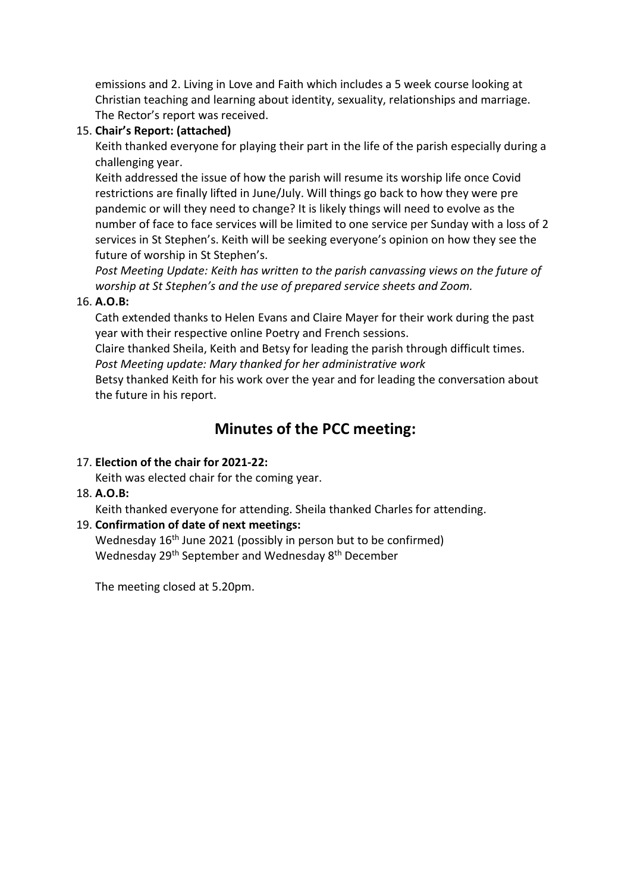emissions and 2. Living in Love and Faith which includes a 5 week course looking at Christian teaching and learning about identity, sexuality, relationships and marriage. The Rector's report was received.

15. **Chair's Report: (attached)**

    Keith thanked everyone for playing their part in the life of the parish especially during a challenging year.

    Keith addressed the issue of how the parish will resume its worship life once Covid restrictions are finally lifted in June/July. Will things go back to how they were pre pandemic or will they need to change? It is likely things will need to evolve as the number of face to face services will be limited to one service per Sunday with a loss of 2 services in St Stephen's. Keith will be seeking everyone's opinion on how they see the future of worship in St Stephen's.

    *Post Meeting Update: Keith has written to the parish canvassing views on the future of worship at St Stephen's and the use of prepared service sheets and Zoom.*

16. **A.O.B:**

    Cath extended thanks to Helen Evans and Claire Mayer for their work during the past year with their respective online Poetry and French sessions.

    Claire thanked Sheila, Keith and Betsy for leading the parish through difficult times.

    *Post Meeting update: Mary thanked for her administrative work*

    Betsy thanked Keith for his work over the year and for leading the conversation about the future in his report.

## Minutes of the PCC meeting:

17. **Election of the chair for 2021-22:**

    Keith was elected chair for the coming year.

18. **A.O.B:**

    Keith thanked everyone for attending. Sheila thanked Charles for attending.

19. **Confirmation of date of next meetings:**

    Wednesday 16th June 2021 (possibly in person but to be confirmed)

    Wednesday 29th September and Wednesday 8th December

    The meeting closed at 5.20pm.